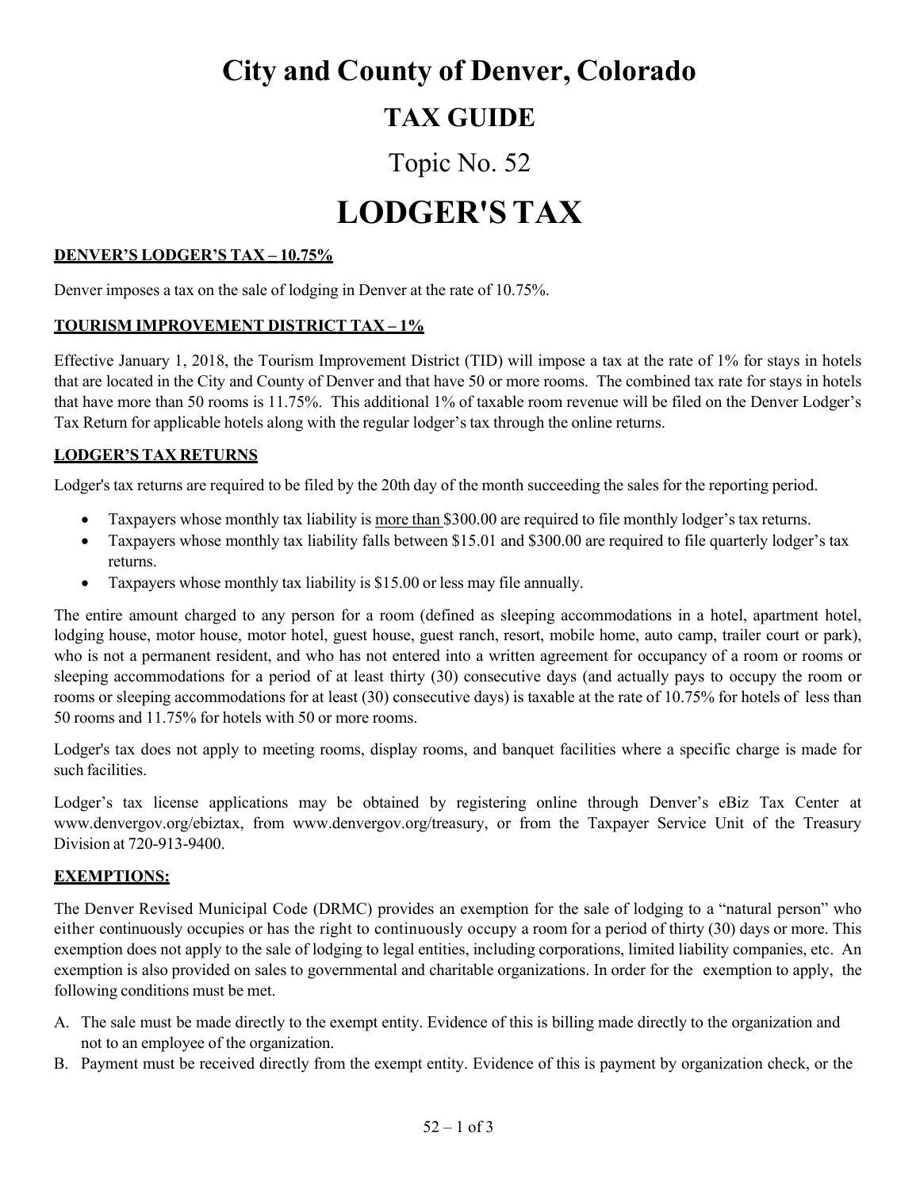# City and County of Denver, Colorado

## TAX GUIDE

## Topic No. 52

# LODGER'S TAX

**DENVER'S LODGER'S TAX – 10.75%**

Denver imposes a tax on the sale of lodging in Denver at the rate of 10.75%.

**TOURISM IMPROVEMENT DISTRICT TAX – 1%**

Effective January 1, 2018, the Tourism Improvement District (TID) will impose a tax at the rate of 1% for stays in hotels that are located in the City and County of Denver and that have 50 or more rooms. The combined tax rate for stays in hotels that have more than 50 rooms is 11.75%. This additional 1% of taxable room revenue will be filed on the Denver Lodger's Tax Return for applicable hotels along with the regular lodger's tax through the online returns.

**LODGER'S TAX RETURNS**

Lodger's tax returns are required to be filed by the 20th day of the month succeeding the sales for the reporting period.

- Taxpayers whose monthly tax liability is more than $300.00 are required to file monthly lodger's tax returns.
- Taxpayers whose monthly tax liability falls between $15.01 and $300.00 are required to file quarterly lodger's tax returns.
- Taxpayers whose monthly tax liability is $15.00 or less may file annually.

The entire amount charged to any person for a room (defined as sleeping accommodations in a hotel, apartment hotel, lodging house, motor house, motor hotel, guest house, guest ranch, resort, mobile home, auto camp, trailer court or park), who is not a permanent resident, and who has not entered into a written agreement for occupancy of a room or rooms or sleeping accommodations for a period of at least thirty (30) consecutive days (and actually pays to occupy the room or rooms or sleeping accommodations for at least (30) consecutive days) is taxable at the rate of 10.75% for hotels of less than 50 rooms and 11.75% for hotels with 50 or more rooms.

Lodger's tax does not apply to meeting rooms, display rooms, and banquet facilities where a specific charge is made for such facilities.

Lodger's tax license applications may be obtained by registering online through Denver's eBiz Tax Center at www.denvergov.org/ebiztax, from www.denvergov.org/treasury, or from the Taxpayer Service Unit of the Treasury Division at 720-913-9400.

**EXEMPTIONS:**

The Denver Revised Municipal Code (DRMC) provides an exemption for the sale of lodging to a "natural person" who either continuously occupies or has the right to continuously occupy a room for a period of thirty (30) days or more. This exemption does not apply to the sale of lodging to legal entities, including corporations, limited liability companies, etc. An exemption is also provided on sales to governmental and charitable organizations. In order for the exemption to apply, the following conditions must be met.

A. The sale must be made directly to the exempt entity. Evidence of this is billing made directly to the organization and not to an employee of the organization.

B. Payment must be received directly from the exempt entity. Evidence of this is payment by organization check, or the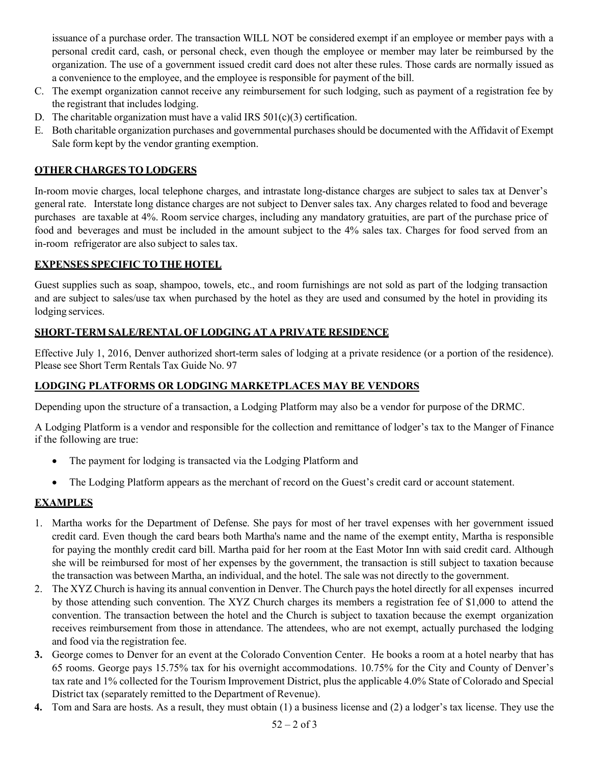issuance of a purchase order. The transaction WILL NOT be considered exempt if an employee or member pays with a personal credit card, cash, or personal check, even though the employee or member may later be reimbursed by the organization. The use of a government issued credit card does not alter these rules. Those cards are normally issued as a convenience to the employee, and the employee is responsible for payment of the bill.

C. The exempt organization cannot receive any reimbursement for such lodging, such as payment of a registration fee by the registrant that includes lodging.
D. The charitable organization must have a valid IRS 501(c)(3) certification.
E. Both charitable organization purchases and governmental purchases should be documented with the Affidavit of Exempt Sale form kept by the vendor granting exemption.

## OTHER CHARGES TO LODGERS

In-room movie charges, local telephone charges, and intrastate long-distance charges are subject to sales tax at Denver's general rate. Interstate long distance charges are not subject to Denver sales tax. Any charges related to food and beverage purchases are taxable at 4%. Room service charges, including any mandatory gratuities, are part of the purchase price of food and beverages and must be included in the amount subject to the 4% sales tax. Charges for food served from an in-room refrigerator are also subject to sales tax.

## EXPENSES SPECIFIC TO THE HOTEL

Guest supplies such as soap, shampoo, towels, etc., and room furnishings are not sold as part of the lodging transaction and are subject to sales/use tax when purchased by the hotel as they are used and consumed by the hotel in providing its lodging services.

## SHORT-TERM SALE/RENTAL OF LODGING AT A PRIVATE RESIDENCE

Effective July 1, 2016, Denver authorized short-term sales of lodging at a private residence (or a portion of the residence). Please see Short Term Rentals Tax Guide No. 97

## LODGING PLATFORMS OR LODGING MARKETPLACES MAY BE VENDORS

Depending upon the structure of a transaction, a Lodging Platform may also be a vendor for purpose of the DRMC.

A Lodging Platform is a vendor and responsible for the collection and remittance of lodger's tax to the Manger of Finance if the following are true:

- The payment for lodging is transacted via the Lodging Platform and
- The Lodging Platform appears as the merchant of record on the Guest's credit card or account statement.

## EXAMPLES

1. Martha works for the Department of Defense. She pays for most of her travel expenses with her government issued credit card. Even though the card bears both Martha's name and the name of the exempt entity, Martha is responsible for paying the monthly credit card bill. Martha paid for her room at the East Motor Inn with said credit card. Although she will be reimbursed for most of her expenses by the government, the transaction is still subject to taxation because the transaction was between Martha, an individual, and the hotel. The sale was not directly to the government.
2. The XYZ Church is having its annual convention in Denver. The Church pays the hotel directly for all expenses incurred by those attending such convention. The XYZ Church charges its members a registration fee of $1,000 to attend the convention. The transaction between the hotel and the Church is subject to taxation because the exempt organization receives reimbursement from those in attendance. The attendees, who are not exempt, actually purchased the lodging and food via the registration fee.
3. George comes to Denver for an event at the Colorado Convention Center. He books a room at a hotel nearby that has 65 rooms. George pays 15.75% tax for his overnight accommodations. 10.75% for the City and County of Denver's tax rate and 1% collected for the Tourism Improvement District, plus the applicable 4.0% State of Colorado and Special District tax (separately remitted to the Department of Revenue).
4. Tom and Sara are hosts. As a result, they must obtain (1) a business license and (2) a lodger's tax license. They use the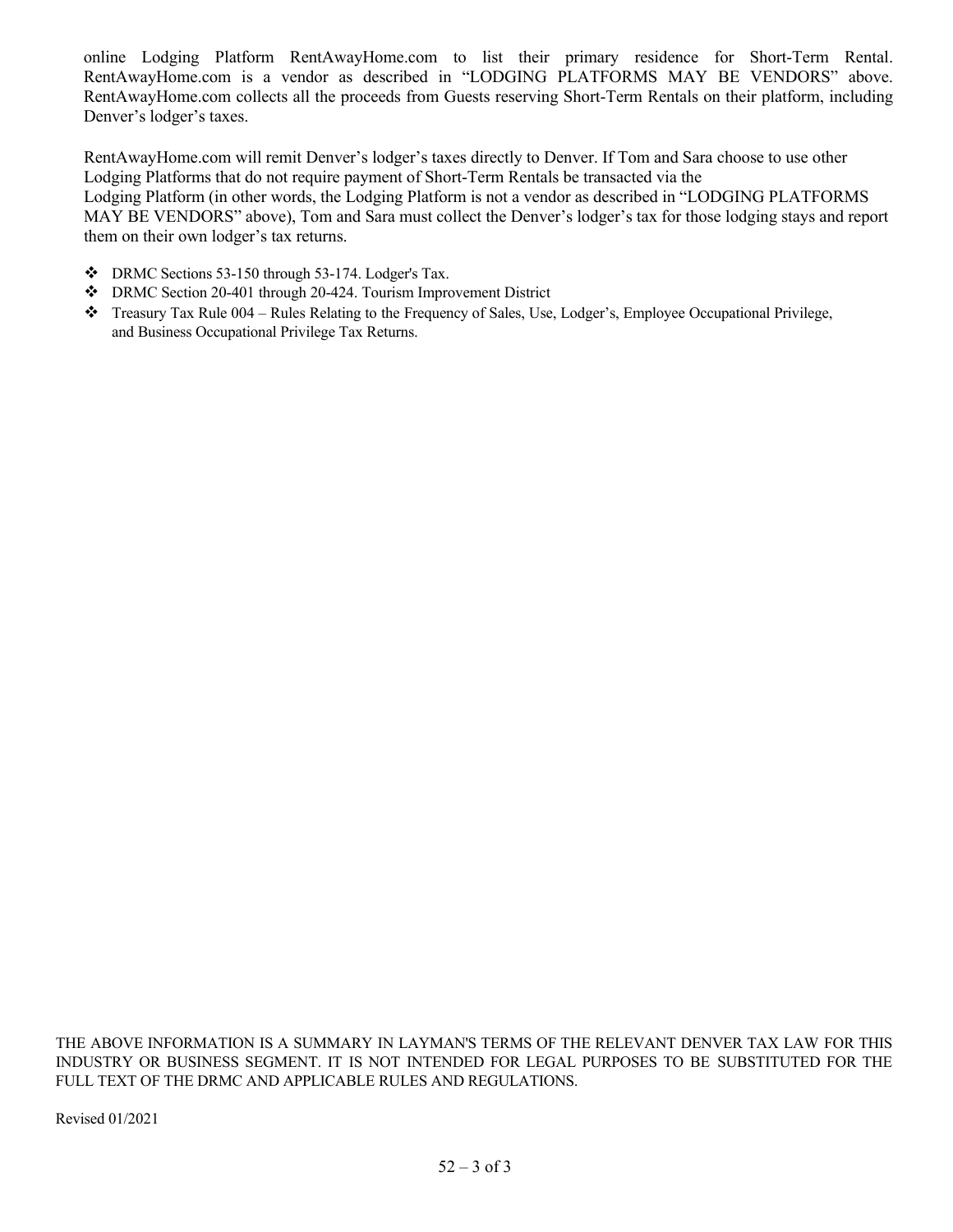online Lodging Platform RentAwayHome.com to list their primary residence for Short-Term Rental. RentAwayHome.com is a vendor as described in "LODGING PLATFORMS MAY BE VENDORS" above. RentAwayHome.com collects all the proceeds from Guests reserving Short-Term Rentals on their platform, including Denver's lodger's taxes.

RentAwayHome.com will remit Denver's lodger's taxes directly to Denver. If Tom and Sara choose to use other Lodging Platforms that do not require payment of Short-Term Rentals be transacted via the Lodging Platform (in other words, the Lodging Platform is not a vendor as described in "LODGING PLATFORMS MAY BE VENDORS" above), Tom and Sara must collect the Denver's lodger's tax for those lodging stays and report them on their own lodger's tax returns.

- DRMC Sections 53-150 through 53-174. Lodger's Tax.
- DRMC Section 20-401 through 20-424. Tourism Improvement District
- Treasury Tax Rule 004 – Rules Relating to the Frequency of Sales, Use, Lodger's, Employee Occupational Privilege, and Business Occupational Privilege Tax Returns.

THE ABOVE INFORMATION IS A SUMMARY IN LAYMAN'S TERMS OF THE RELEVANT DENVER TAX LAW FOR THIS INDUSTRY OR BUSINESS SEGMENT. IT IS NOT INTENDED FOR LEGAL PURPOSES TO BE SUBSTITUTED FOR THE FULL TEXT OF THE DRMC AND APPLICABLE RULES AND REGULATIONS.

Revised 01/2021